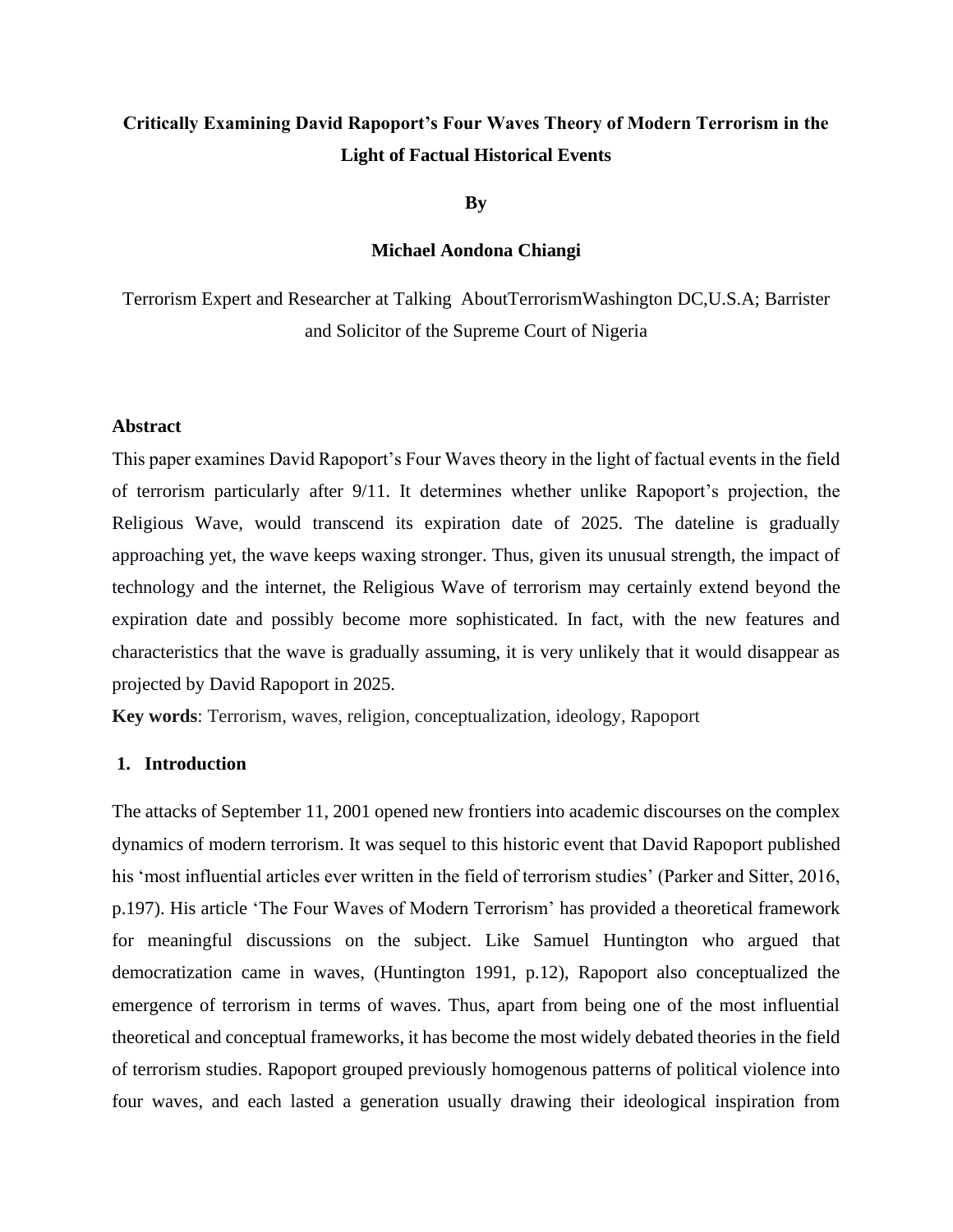# Critically Examining David Rapoport's Four Waves Theory of Modern Terrorism in the Light of Factual Historical Events

**By**

**Michael Aondona Chiangi**

Terrorism Expert and Researcher at Talking AboutTerrorismWashington DC,U.S.A; Barrister and Solicitor of the Supreme Court of Nigeria

**Abstract**

This paper examines David Rapoport's Four Waves theory in the light of factual events in the field of terrorism particularly after 9/11. It determines whether unlike Rapoport's projection, the Religious Wave, would transcend its expiration date of 2025. The dateline is gradually approaching yet, the wave keeps waxing stronger. Thus, given its unusual strength, the impact of technology and the internet, the Religious Wave of terrorism may certainly extend beyond the expiration date and possibly become more sophisticated. In fact, with the new features and characteristics that the wave is gradually assuming, it is very unlikely that it would disappear as projected by David Rapoport in 2025.

**Key words**: Terrorism, waves, religion, conceptualization, ideology, Rapoport

## 1. Introduction

The attacks of September 11, 2001 opened new frontiers into academic discourses on the complex dynamics of modern terrorism. It was sequel to this historic event that David Rapoport published his 'most influential articles ever written in the field of terrorism studies' (Parker and Sitter, 2016, p.197). His article 'The Four Waves of Modern Terrorism' has provided a theoretical framework for meaningful discussions on the subject. Like Samuel Huntington who argued that democratization came in waves, (Huntington 1991, p.12), Rapoport also conceptualized the emergence of terrorism in terms of waves. Thus, apart from being one of the most influential theoretical and conceptual frameworks, it has become the most widely debated theories in the field of terrorism studies. Rapoport grouped previously homogenous patterns of political violence into four waves, and each lasted a generation usually drawing their ideological inspiration from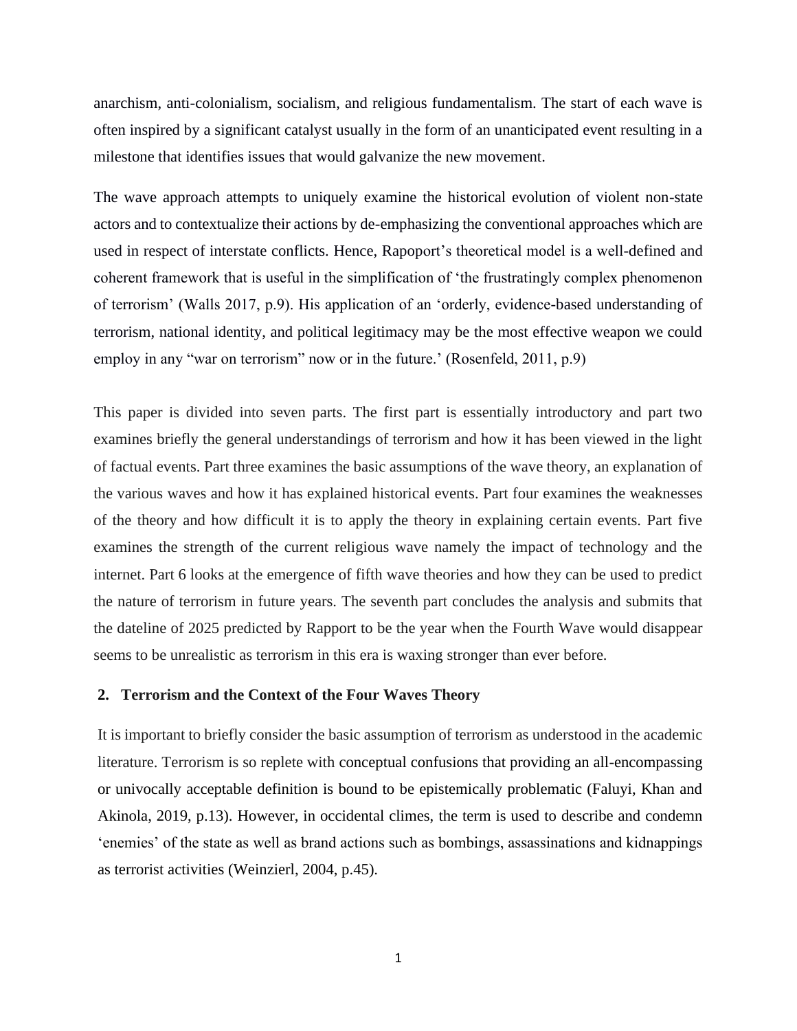anarchism, anti-colonialism, socialism, and religious fundamentalism. The start of each wave is often inspired by a significant catalyst usually in the form of an unanticipated event resulting in a milestone that identifies issues that would galvanize the new movement.

The wave approach attempts to uniquely examine the historical evolution of violent non-state actors and to contextualize their actions by de-emphasizing the conventional approaches which are used in respect of interstate conflicts. Hence, Rapoport's theoretical model is a well-defined and coherent framework that is useful in the simplification of 'the frustratingly complex phenomenon of terrorism' (Walls 2017, p.9). His application of an 'orderly, evidence-based understanding of terrorism, national identity, and political legitimacy may be the most effective weapon we could employ in any "war on terrorism" now or in the future.' (Rosenfeld, 2011, p.9)

This paper is divided into seven parts. The first part is essentially introductory and part two examines briefly the general understandings of terrorism and how it has been viewed in the light of factual events. Part three examines the basic assumptions of the wave theory, an explanation of the various waves and how it has explained historical events. Part four examines the weaknesses of the theory and how difficult it is to apply the theory in explaining certain events. Part five examines the strength of the current religious wave namely the impact of technology and the internet. Part 6 looks at the emergence of fifth wave theories and how they can be used to predict the nature of terrorism in future years. The seventh part concludes the analysis and submits that the dateline of 2025 predicted by Rapport to be the year when the Fourth Wave would disappear seems to be unrealistic as terrorism in this era is waxing stronger than ever before.

## 2. Terrorism and the Context of the Four Waves Theory

It is important to briefly consider the basic assumption of terrorism as understood in the academic literature. Terrorism is so replete with conceptual confusions that providing an all-encompassing or univocally acceptable definition is bound to be epistemically problematic (Faluyi, Khan and Akinola, 2019, p.13). However, in occidental climes, the term is used to describe and condemn 'enemies' of the state as well as brand actions such as bombings, assassinations and kidnappings as terrorist activities (Weinzierl, 2004, p.45).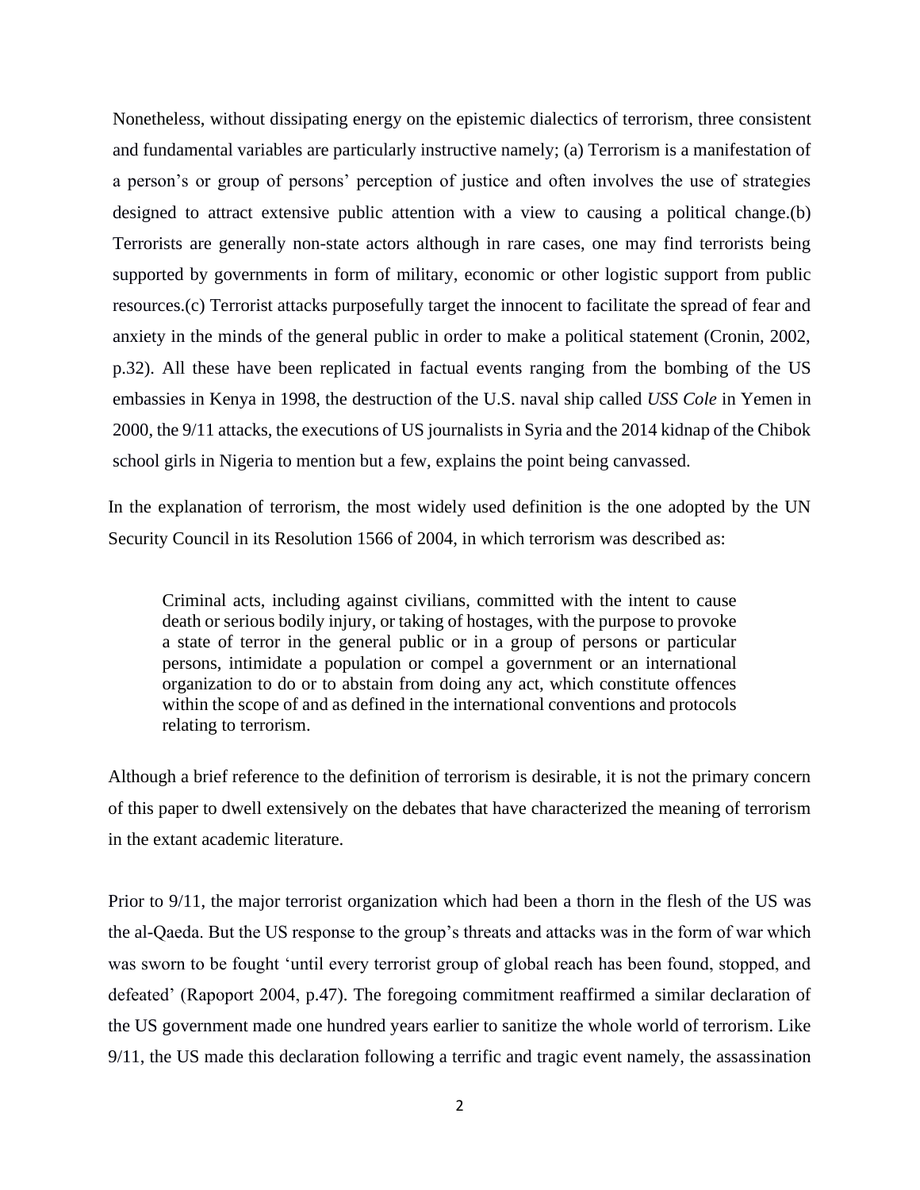Nonetheless, without dissipating energy on the epistemic dialectics of terrorism, three consistent and fundamental variables are particularly instructive namely; (a) Terrorism is a manifestation of a person's or group of persons' perception of justice and often involves the use of strategies designed to attract extensive public attention with a view to causing a political change.(b) Terrorists are generally non-state actors although in rare cases, one may find terrorists being supported by governments in form of military, economic or other logistic support from public resources.(c) Terrorist attacks purposefully target the innocent to facilitate the spread of fear and anxiety in the minds of the general public in order to make a political statement (Cronin, 2002, p.32). All these have been replicated in factual events ranging from the bombing of the US embassies in Kenya in 1998, the destruction of the U.S. naval ship called *USS Cole* in Yemen in 2000, the 9/11 attacks, the executions of US journalists in Syria and the 2014 kidnap of the Chibok school girls in Nigeria to mention but a few, explains the point being canvassed.

In the explanation of terrorism, the most widely used definition is the one adopted by the UN Security Council in its Resolution 1566 of 2004, in which terrorism was described as:

> Criminal acts, including against civilians, committed with the intent to cause death or serious bodily injury, or taking of hostages, with the purpose to provoke a state of terror in the general public or in a group of persons or particular persons, intimidate a population or compel a government or an international organization to do or to abstain from doing any act, which constitute offences within the scope of and as defined in the international conventions and protocols relating to terrorism.

Although a brief reference to the definition of terrorism is desirable, it is not the primary concern of this paper to dwell extensively on the debates that have characterized the meaning of terrorism in the extant academic literature.

Prior to 9/11, the major terrorist organization which had been a thorn in the flesh of the US was the al-Qaeda. But the US response to the group's threats and attacks was in the form of war which was sworn to be fought 'until every terrorist group of global reach has been found, stopped, and defeated' (Rapoport 2004, p.47). The foregoing commitment reaffirmed a similar declaration of the US government made one hundred years earlier to sanitize the whole world of terrorism. Like 9/11, the US made this declaration following a terrific and tragic event namely, the assassination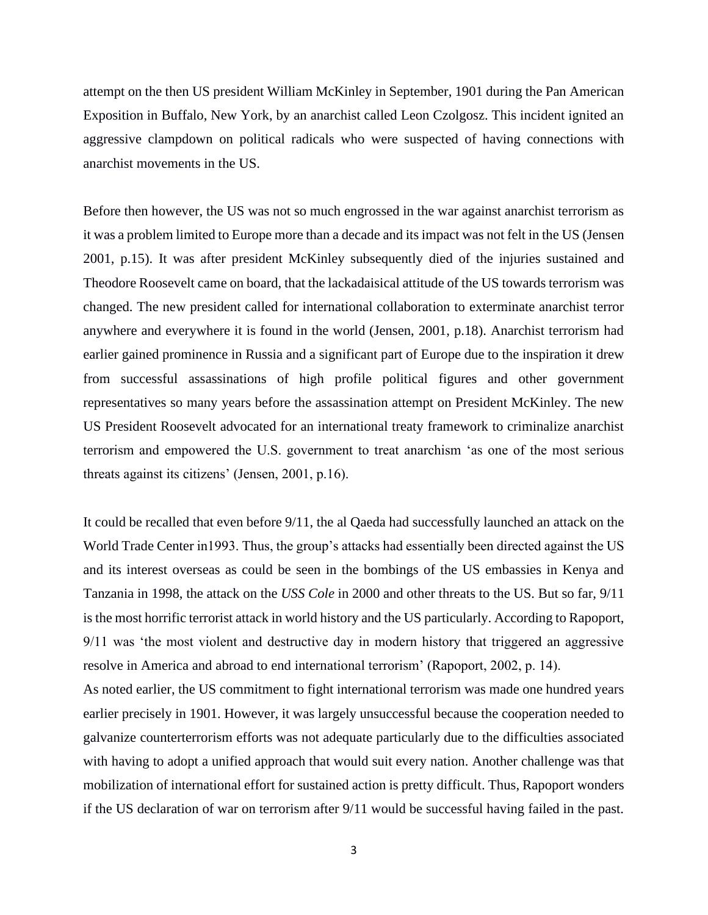attempt on the then US president William McKinley in September, 1901 during the Pan American Exposition in Buffalo, New York, by an anarchist called Leon Czolgosz. This incident ignited an aggressive clampdown on political radicals who were suspected of having connections with anarchist movements in the US.

Before then however, the US was not so much engrossed in the war against anarchist terrorism as it was a problem limited to Europe more than a decade and its impact was not felt in the US (Jensen 2001, p.15). It was after president McKinley subsequently died of the injuries sustained and Theodore Roosevelt came on board, that the lackadaisical attitude of the US towards terrorism was changed. The new president called for international collaboration to exterminate anarchist terror anywhere and everywhere it is found in the world (Jensen, 2001, p.18). Anarchist terrorism had earlier gained prominence in Russia and a significant part of Europe due to the inspiration it drew from successful assassinations of high profile political figures and other government representatives so many years before the assassination attempt on President McKinley. The new US President Roosevelt advocated for an international treaty framework to criminalize anarchist terrorism and empowered the U.S. government to treat anarchism 'as one of the most serious threats against its citizens' (Jensen, 2001, p.16).

It could be recalled that even before 9/11, the al Qaeda had successfully launched an attack on the World Trade Center in1993. Thus, the group's attacks had essentially been directed against the US and its interest overseas as could be seen in the bombings of the US embassies in Kenya and Tanzania in 1998, the attack on the *USS Cole* in 2000 and other threats to the US. But so far, 9/11 is the most horrific terrorist attack in world history and the US particularly. According to Rapoport, 9/11 was 'the most violent and destructive day in modern history that triggered an aggressive resolve in America and abroad to end international terrorism' (Rapoport, 2002, p. 14).

As noted earlier, the US commitment to fight international terrorism was made one hundred years earlier precisely in 1901. However, it was largely unsuccessful because the cooperation needed to galvanize counterterrorism efforts was not adequate particularly due to the difficulties associated with having to adopt a unified approach that would suit every nation. Another challenge was that mobilization of international effort for sustained action is pretty difficult. Thus, Rapoport wonders if the US declaration of war on terrorism after 9/11 would be successful having failed in the past.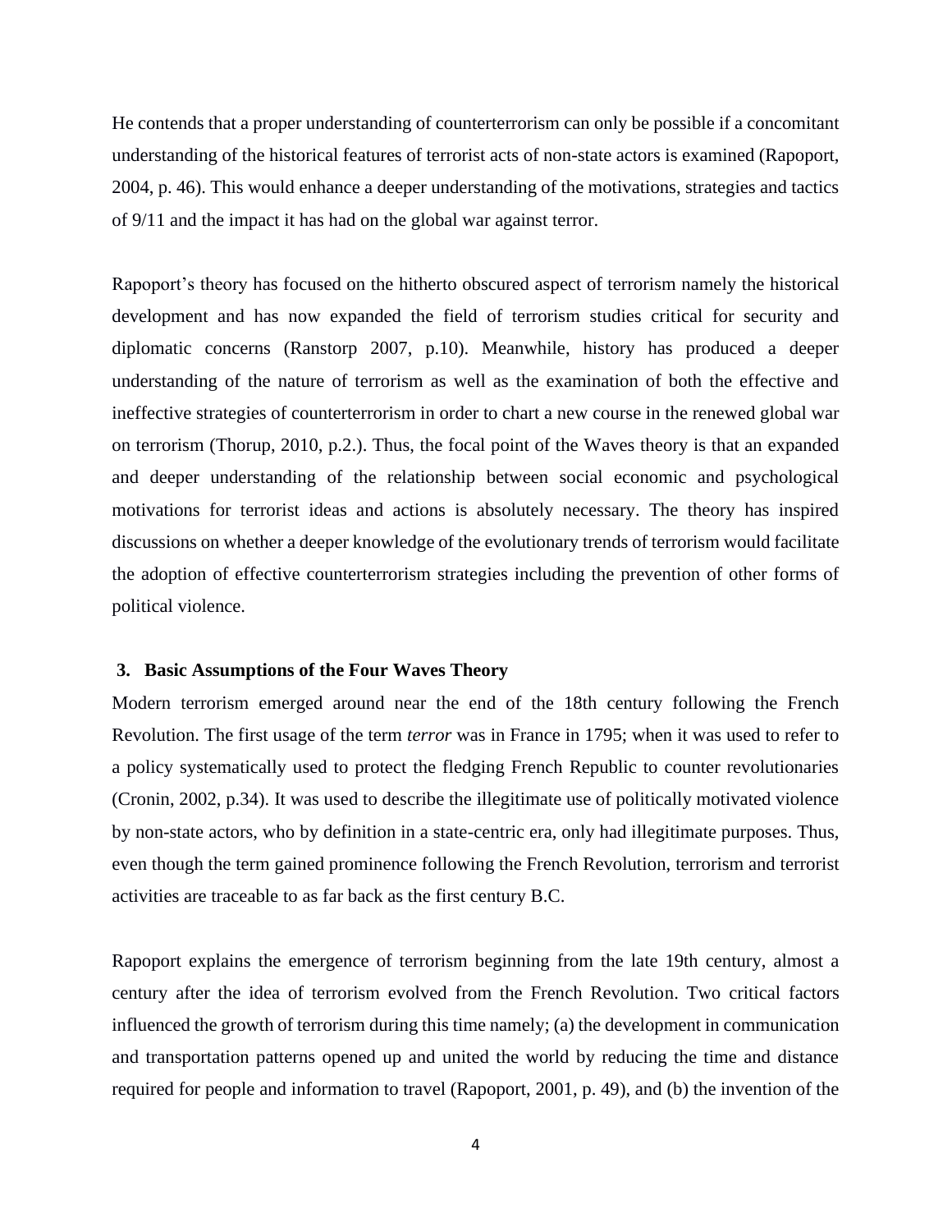He contends that a proper understanding of counterterrorism can only be possible if a concomitant understanding of the historical features of terrorist acts of non-state actors is examined (Rapoport, 2004, p. 46). This would enhance a deeper understanding of the motivations, strategies and tactics of 9/11 and the impact it has had on the global war against terror.

Rapoport's theory has focused on the hitherto obscured aspect of terrorism namely the historical development and has now expanded the field of terrorism studies critical for security and diplomatic concerns (Ranstorp 2007, p.10). Meanwhile, history has produced a deeper understanding of the nature of terrorism as well as the examination of both the effective and ineffective strategies of counterterrorism in order to chart a new course in the renewed global war on terrorism (Thorup, 2010, p.2.). Thus, the focal point of the Waves theory is that an expanded and deeper understanding of the relationship between social economic and psychological motivations for terrorist ideas and actions is absolutely necessary. The theory has inspired discussions on whether a deeper knowledge of the evolutionary trends of terrorism would facilitate the adoption of effective counterterrorism strategies including the prevention of other forms of political violence.

## 3. Basic Assumptions of the Four Waves Theory

Modern terrorism emerged around near the end of the 18th century following the French Revolution. The first usage of the term *terror* was in France in 1795; when it was used to refer to a policy systematically used to protect the fledging French Republic to counter revolutionaries (Cronin, 2002, p.34). It was used to describe the illegitimate use of politically motivated violence by non-state actors, who by definition in a state-centric era, only had illegitimate purposes. Thus, even though the term gained prominence following the French Revolution, terrorism and terrorist activities are traceable to as far back as the first century B.C.

Rapoport explains the emergence of terrorism beginning from the late 19th century, almost a century after the idea of terrorism evolved from the French Revolution. Two critical factors influenced the growth of terrorism during this time namely; (a) the development in communication and transportation patterns opened up and united the world by reducing the time and distance required for people and information to travel (Rapoport, 2001, p. 49), and (b) the invention of the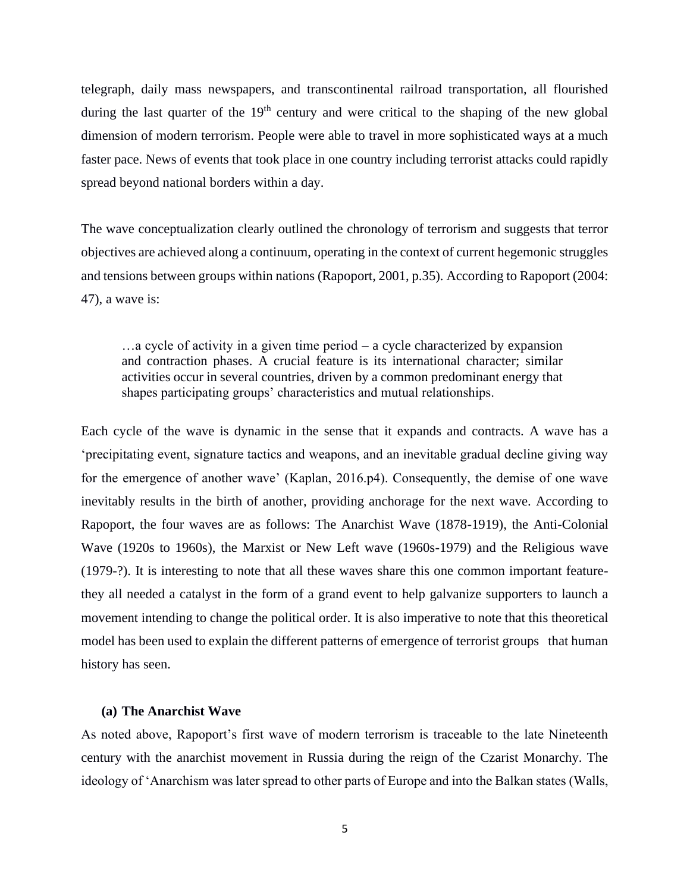telegraph, daily mass newspapers, and transcontinental railroad transportation, all flourished during the last quarter of the 19th century and were critical to the shaping of the new global dimension of modern terrorism. People were able to travel in more sophisticated ways at a much faster pace. News of events that took place in one country including terrorist attacks could rapidly spread beyond national borders within a day.

The wave conceptualization clearly outlined the chronology of terrorism and suggests that terror objectives are achieved along a continuum, operating in the context of current hegemonic struggles and tensions between groups within nations (Rapoport, 2001, p.35). According to Rapoport (2004: 47), a wave is:

> …a cycle of activity in a given time period – a cycle characterized by expansion and contraction phases. A crucial feature is its international character; similar activities occur in several countries, driven by a common predominant energy that shapes participating groups' characteristics and mutual relationships.

Each cycle of the wave is dynamic in the sense that it expands and contracts. A wave has a 'precipitating event, signature tactics and weapons, and an inevitable gradual decline giving way for the emergence of another wave' (Kaplan, 2016.p4). Consequently, the demise of one wave inevitably results in the birth of another, providing anchorage for the next wave. According to Rapoport, the four waves are as follows: The Anarchist Wave (1878-1919), the Anti-Colonial Wave (1920s to 1960s), the Marxist or New Left wave (1960s-1979) and the Religious wave (1979-?). It is interesting to note that all these waves share this one common important feature- they all needed a catalyst in the form of a grand event to help galvanize supporters to launch a movement intending to change the political order. It is also imperative to note that this theoretical model has been used to explain the different patterns of emergence of terrorist groups that human history has seen.

### (a) The Anarchist Wave

As noted above, Rapoport's first wave of modern terrorism is traceable to the late Nineteenth century with the anarchist movement in Russia during the reign of the Czarist Monarchy. The ideology of 'Anarchism was later spread to other parts of Europe and into the Balkan states (Walls,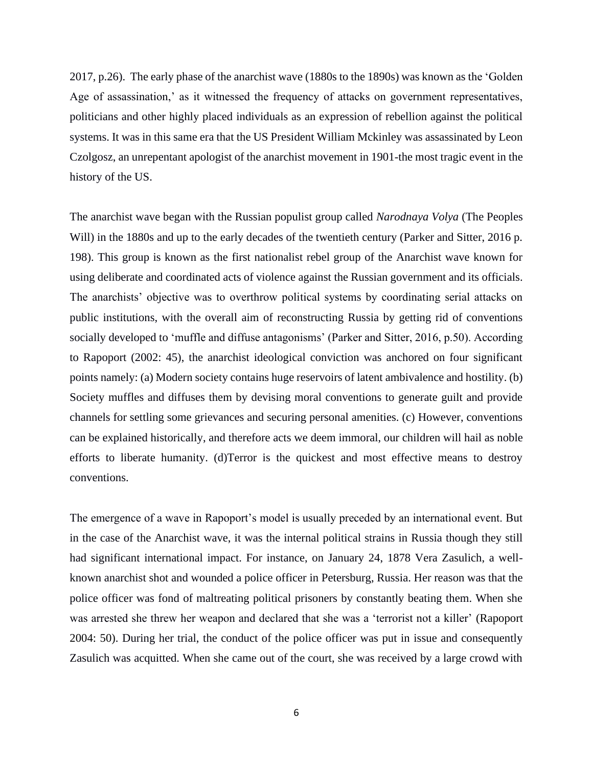2017, p.26). The early phase of the anarchist wave (1880s to the 1890s) was known as the 'Golden Age of assassination,' as it witnessed the frequency of attacks on government representatives, politicians and other highly placed individuals as an expression of rebellion against the political systems. It was in this same era that the US President William Mckinley was assassinated by Leon Czolgosz, an unrepentant apologist of the anarchist movement in 1901-the most tragic event in the history of the US.

The anarchist wave began with the Russian populist group called *Narodnaya Volya* (The Peoples Will) in the 1880s and up to the early decades of the twentieth century (Parker and Sitter, 2016 p. 198). This group is known as the first nationalist rebel group of the Anarchist wave known for using deliberate and coordinated acts of violence against the Russian government and its officials. The anarchists' objective was to overthrow political systems by coordinating serial attacks on public institutions, with the overall aim of reconstructing Russia by getting rid of conventions socially developed to 'muffle and diffuse antagonisms' (Parker and Sitter, 2016, p.50). According to Rapoport (2002: 45), the anarchist ideological conviction was anchored on four significant points namely: (a) Modern society contains huge reservoirs of latent ambivalence and hostility. (b) Society muffles and diffuses them by devising moral conventions to generate guilt and provide channels for settling some grievances and securing personal amenities. (c) However, conventions can be explained historically, and therefore acts we deem immoral, our children will hail as noble efforts to liberate humanity. (d)Terror is the quickest and most effective means to destroy conventions.

The emergence of a wave in Rapoport's model is usually preceded by an international event. But in the case of the Anarchist wave, it was the internal political strains in Russia though they still had significant international impact. For instance, on January 24, 1878 Vera Zasulich, a well-known anarchist shot and wounded a police officer in Petersburg, Russia. Her reason was that the police officer was fond of maltreating political prisoners by constantly beating them. When she was arrested she threw her weapon and declared that she was a 'terrorist not a killer' (Rapoport 2004: 50). During her trial, the conduct of the police officer was put in issue and consequently Zasulich was acquitted. When she came out of the court, she was received by a large crowd with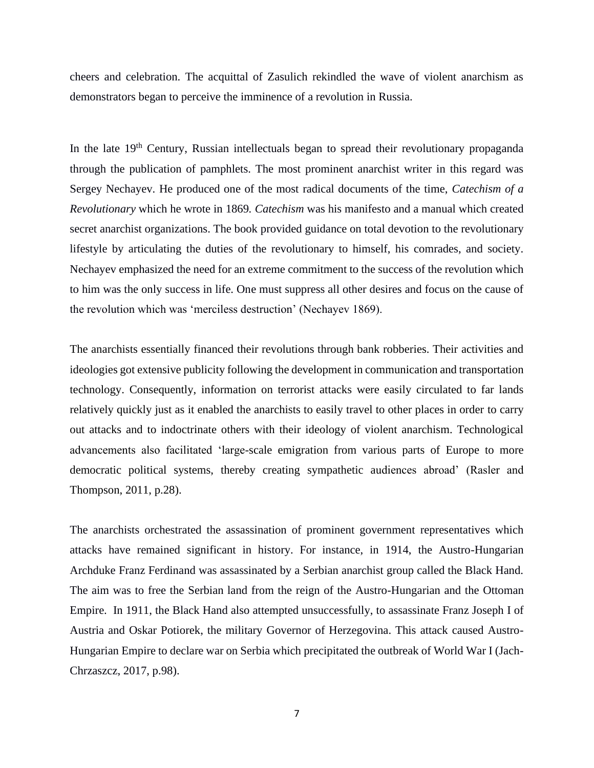cheers and celebration. The acquittal of Zasulich rekindled the wave of violent anarchism as demonstrators began to perceive the imminence of a revolution in Russia.

In the late 19th Century, Russian intellectuals began to spread their revolutionary propaganda through the publication of pamphlets. The most prominent anarchist writer in this regard was Sergey Nechayev. He produced one of the most radical documents of the time, *Catechism of a Revolutionary* which he wrote in 1869. *Catechism* was his manifesto and a manual which created secret anarchist organizations. The book provided guidance on total devotion to the revolutionary lifestyle by articulating the duties of the revolutionary to himself, his comrades, and society. Nechayev emphasized the need for an extreme commitment to the success of the revolution which to him was the only success in life. One must suppress all other desires and focus on the cause of the revolution which was 'merciless destruction' (Nechayev 1869).

The anarchists essentially financed their revolutions through bank robberies. Their activities and ideologies got extensive publicity following the development in communication and transportation technology. Consequently, information on terrorist attacks were easily circulated to far lands relatively quickly just as it enabled the anarchists to easily travel to other places in order to carry out attacks and to indoctrinate others with their ideology of violent anarchism. Technological advancements also facilitated 'large-scale emigration from various parts of Europe to more democratic political systems, thereby creating sympathetic audiences abroad' (Rasler and Thompson, 2011, p.28).

The anarchists orchestrated the assassination of prominent government representatives which attacks have remained significant in history. For instance, in 1914, the Austro-Hungarian Archduke Franz Ferdinand was assassinated by a Serbian anarchist group called the Black Hand. The aim was to free the Serbian land from the reign of the Austro-Hungarian and the Ottoman Empire. In 1911, the Black Hand also attempted unsuccessfully, to assassinate Franz Joseph I of Austria and Oskar Potiorek, the military Governor of Herzegovina. This attack caused Austro-Hungarian Empire to declare war on Serbia which precipitated the outbreak of World War I (Jach-Chrzaszcz, 2017, p.98).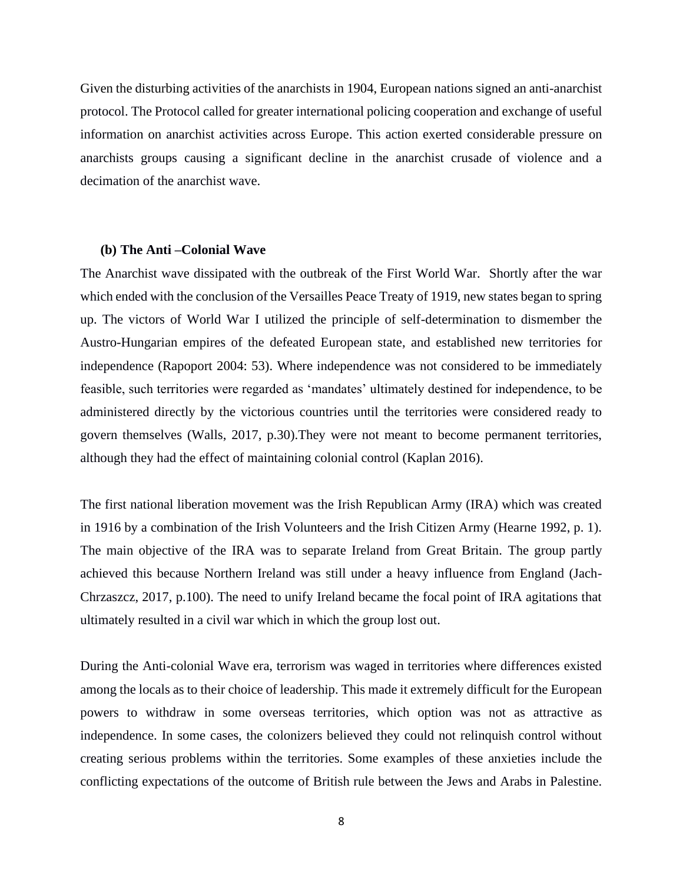Given the disturbing activities of the anarchists in 1904, European nations signed an anti-anarchist protocol. The Protocol called for greater international policing cooperation and exchange of useful information on anarchist activities across Europe. This action exerted considerable pressure on anarchists groups causing a significant decline in the anarchist crusade of violence and a decimation of the anarchist wave.

### (b) The Anti –Colonial Wave

The Anarchist wave dissipated with the outbreak of the First World War. Shortly after the war which ended with the conclusion of the Versailles Peace Treaty of 1919, new states began to spring up. The victors of World War I utilized the principle of self-determination to dismember the Austro-Hungarian empires of the defeated European state, and established new territories for independence (Rapoport 2004: 53). Where independence was not considered to be immediately feasible, such territories were regarded as 'mandates' ultimately destined for independence, to be administered directly by the victorious countries until the territories were considered ready to govern themselves (Walls, 2017, p.30).They were not meant to become permanent territories, although they had the effect of maintaining colonial control (Kaplan 2016).

The first national liberation movement was the Irish Republican Army (IRA) which was created in 1916 by a combination of the Irish Volunteers and the Irish Citizen Army (Hearne 1992, p. 1). The main objective of the IRA was to separate Ireland from Great Britain. The group partly achieved this because Northern Ireland was still under a heavy influence from England (Jach-Chrzaszcz, 2017, p.100). The need to unify Ireland became the focal point of IRA agitations that ultimately resulted in a civil war which in which the group lost out.

During the Anti-colonial Wave era, terrorism was waged in territories where differences existed among the locals as to their choice of leadership. This made it extremely difficult for the European powers to withdraw in some overseas territories, which option was not as attractive as independence. In some cases, the colonizers believed they could not relinquish control without creating serious problems within the territories. Some examples of these anxieties include the conflicting expectations of the outcome of British rule between the Jews and Arabs in Palestine.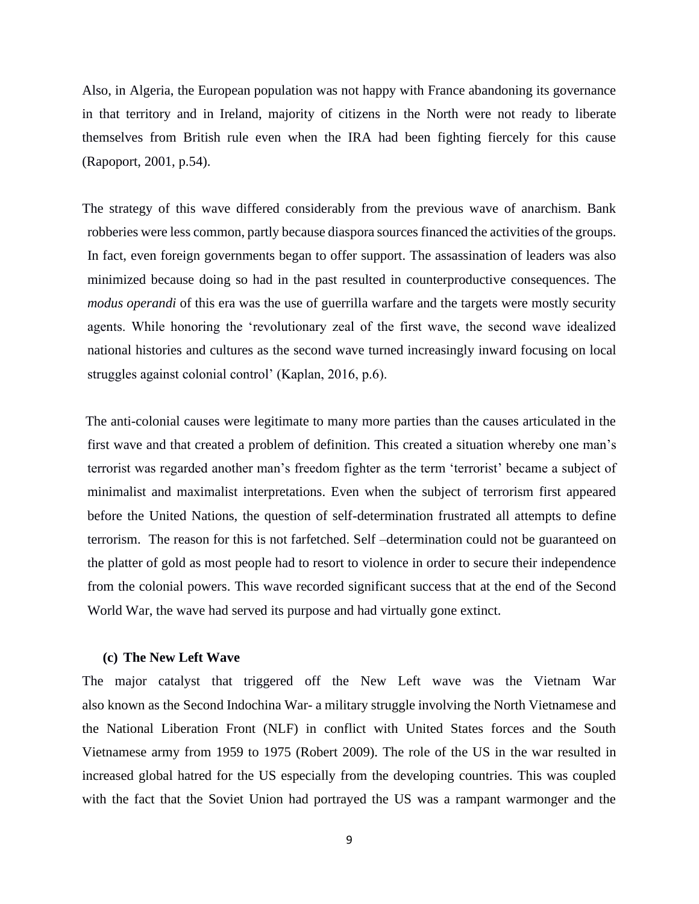Also, in Algeria, the European population was not happy with France abandoning its governance in that territory and in Ireland, majority of citizens in the North were not ready to liberate themselves from British rule even when the IRA had been fighting fiercely for this cause (Rapoport, 2001, p.54).

The strategy of this wave differed considerably from the previous wave of anarchism. Bank robberies were less common, partly because diaspora sources financed the activities of the groups. In fact, even foreign governments began to offer support. The assassination of leaders was also minimized because doing so had in the past resulted in counterproductive consequences. The *modus operandi* of this era was the use of guerrilla warfare and the targets were mostly security agents. While honoring the 'revolutionary zeal of the first wave, the second wave idealized national histories and cultures as the second wave turned increasingly inward focusing on local struggles against colonial control' (Kaplan, 2016, p.6).

The anti-colonial causes were legitimate to many more parties than the causes articulated in the first wave and that created a problem of definition. This created a situation whereby one man's terrorist was regarded another man's freedom fighter as the term 'terrorist' became a subject of minimalist and maximalist interpretations. Even when the subject of terrorism first appeared before the United Nations, the question of self-determination frustrated all attempts to define terrorism. The reason for this is not farfetched. Self –determination could not be guaranteed on the platter of gold as most people had to resort to violence in order to secure their independence from the colonial powers. This wave recorded significant success that at the end of the Second World War, the wave had served its purpose and had virtually gone extinct.

### (c) The New Left Wave

The major catalyst that triggered off the New Left wave was the Vietnam War also known as the Second Indochina War- a military struggle involving the North Vietnamese and the National Liberation Front (NLF) in conflict with United States forces and the South Vietnamese army from 1959 to 1975 (Robert 2009). The role of the US in the war resulted in increased global hatred for the US especially from the developing countries. This was coupled with the fact that the Soviet Union had portrayed the US was a rampant warmonger and the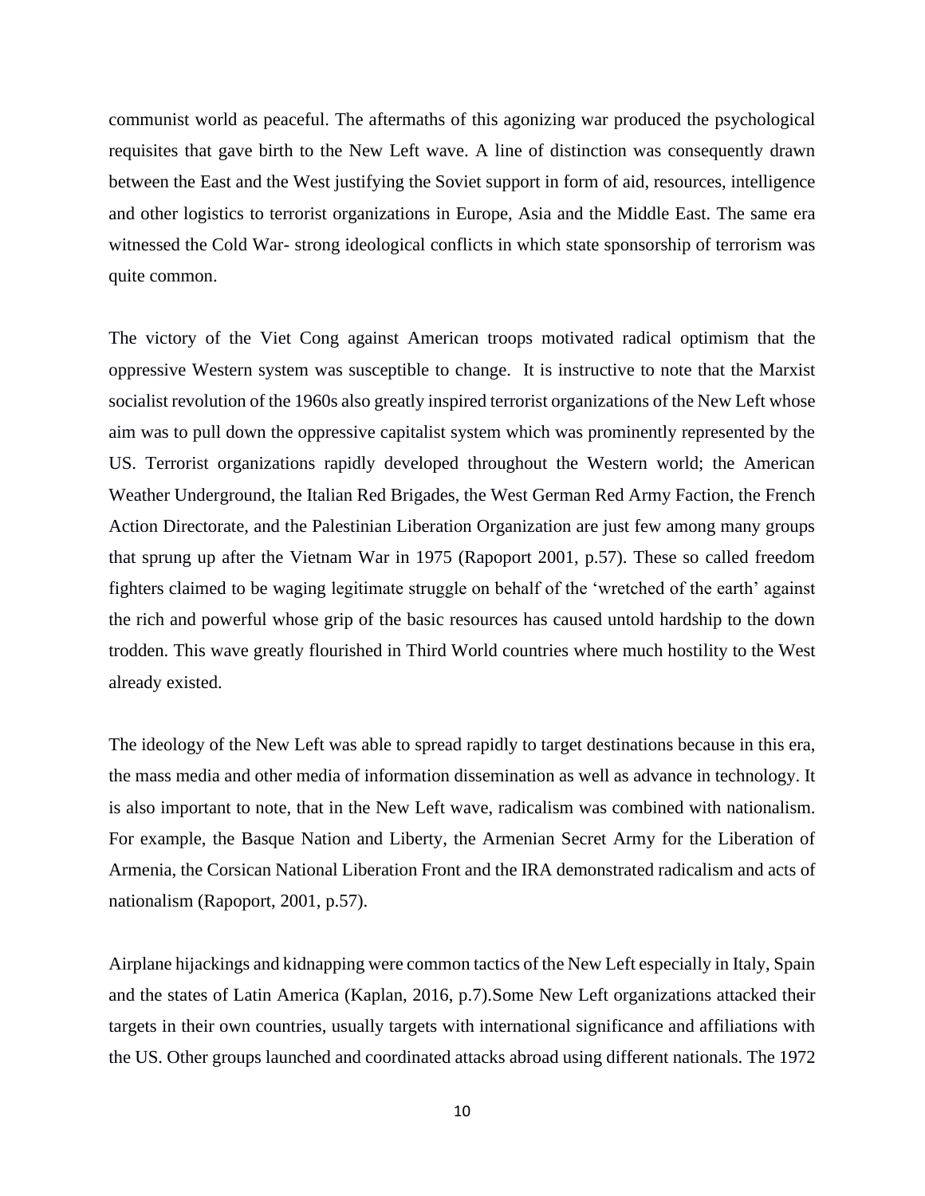communist world as peaceful. The aftermaths of this agonizing war produced the psychological requisites that gave birth to the New Left wave. A line of distinction was consequently drawn between the East and the West justifying the Soviet support in form of aid, resources, intelligence and other logistics to terrorist organizations in Europe, Asia and the Middle East. The same era witnessed the Cold War- strong ideological conflicts in which state sponsorship of terrorism was quite common.

The victory of the Viet Cong against American troops motivated radical optimism that the oppressive Western system was susceptible to change. It is instructive to note that the Marxist socialist revolution of the 1960s also greatly inspired terrorist organizations of the New Left whose aim was to pull down the oppressive capitalist system which was prominently represented by the US. Terrorist organizations rapidly developed throughout the Western world; the American Weather Underground, the Italian Red Brigades, the West German Red Army Faction, the French Action Directorate, and the Palestinian Liberation Organization are just few among many groups that sprung up after the Vietnam War in 1975 (Rapoport 2001, p.57). These so called freedom fighters claimed to be waging legitimate struggle on behalf of the 'wretched of the earth' against the rich and powerful whose grip of the basic resources has caused untold hardship to the down trodden. This wave greatly flourished in Third World countries where much hostility to the West already existed.

The ideology of the New Left was able to spread rapidly to target destinations because in this era, the mass media and other media of information dissemination as well as advance in technology. It is also important to note, that in the New Left wave, radicalism was combined with nationalism. For example, the Basque Nation and Liberty, the Armenian Secret Army for the Liberation of Armenia, the Corsican National Liberation Front and the IRA demonstrated radicalism and acts of nationalism (Rapoport, 2001, p.57).

Airplane hijackings and kidnapping were common tactics of the New Left especially in Italy, Spain and the states of Latin America (Kaplan, 2016, p.7).Some New Left organizations attacked their targets in their own countries, usually targets with international significance and affiliations with the US. Other groups launched and coordinated attacks abroad using different nationals. The 1972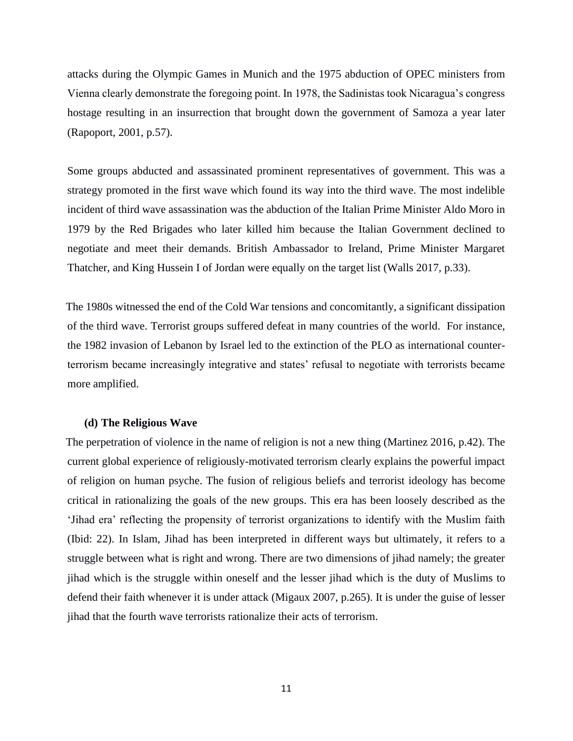attacks during the Olympic Games in Munich and the 1975 abduction of OPEC ministers from Vienna clearly demonstrate the foregoing point. In 1978, the Sadinistas took Nicaragua's congress hostage resulting in an insurrection that brought down the government of Samoza a year later (Rapoport, 2001, p.57).

Some groups abducted and assassinated prominent representatives of government. This was a strategy promoted in the first wave which found its way into the third wave. The most indelible incident of third wave assassination was the abduction of the Italian Prime Minister Aldo Moro in 1979 by the Red Brigades who later killed him because the Italian Government declined to negotiate and meet their demands. British Ambassador to Ireland, Prime Minister Margaret Thatcher, and King Hussein I of Jordan were equally on the target list (Walls 2017, p.33).

The 1980s witnessed the end of the Cold War tensions and concomitantly, a significant dissipation of the third wave. Terrorist groups suffered defeat in many countries of the world. For instance, the 1982 invasion of Lebanon by Israel led to the extinction of the PLO as international counter-terrorism became increasingly integrative and states' refusal to negotiate with terrorists became more amplified.

**(d) The Religious Wave**

The perpetration of violence in the name of religion is not a new thing (Martinez 2016, p.42). The current global experience of religiously-motivated terrorism clearly explains the powerful impact of religion on human psyche. The fusion of religious beliefs and terrorist ideology has become critical in rationalizing the goals of the new groups. This era has been loosely described as the 'Jihad era' reflecting the propensity of terrorist organizations to identify with the Muslim faith (Ibid: 22). In Islam, Jihad has been interpreted in different ways but ultimately, it refers to a struggle between what is right and wrong. There are two dimensions of jihad namely; the greater jihad which is the struggle within oneself and the lesser jihad which is the duty of Muslims to defend their faith whenever it is under attack (Migaux 2007, p.265). It is under the guise of lesser jihad that the fourth wave terrorists rationalize their acts of terrorism.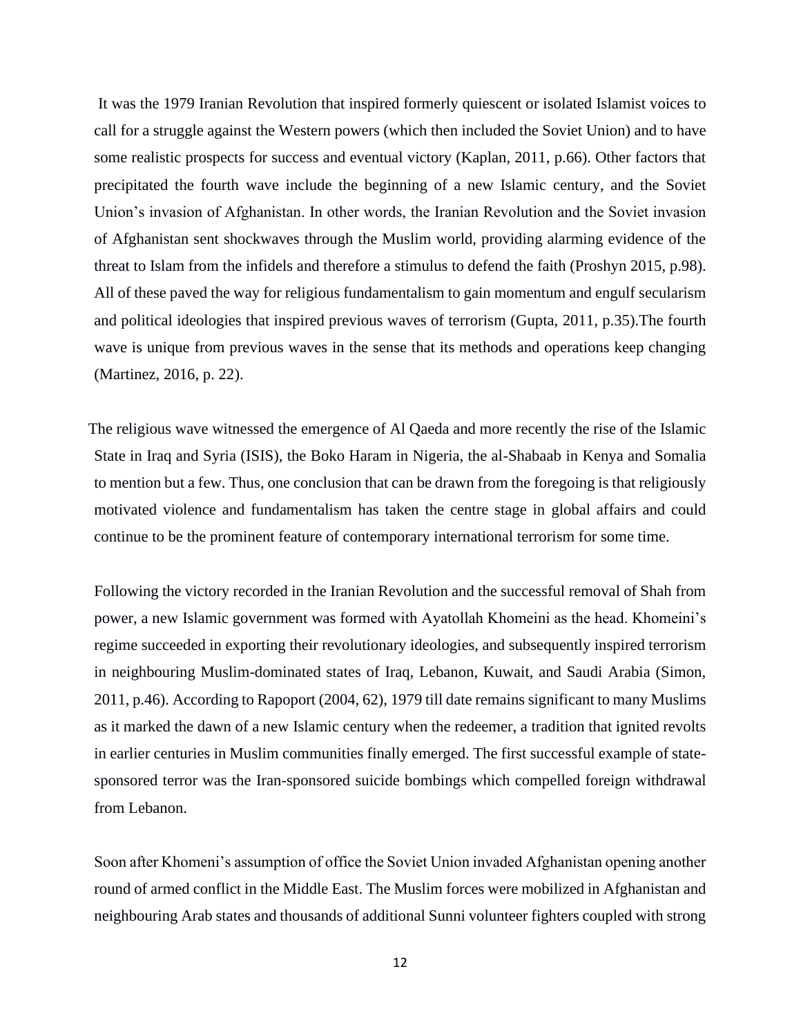It was the 1979 Iranian Revolution that inspired formerly quiescent or isolated Islamist voices to call for a struggle against the Western powers (which then included the Soviet Union) and to have some realistic prospects for success and eventual victory (Kaplan, 2011, p.66). Other factors that precipitated the fourth wave include the beginning of a new Islamic century, and the Soviet Union's invasion of Afghanistan. In other words, the Iranian Revolution and the Soviet invasion of Afghanistan sent shockwaves through the Muslim world, providing alarming evidence of the threat to Islam from the infidels and therefore a stimulus to defend the faith (Proshyn 2015, p.98). All of these paved the way for religious fundamentalism to gain momentum and engulf secularism and political ideologies that inspired previous waves of terrorism (Gupta, 2011, p.35).The fourth wave is unique from previous waves in the sense that its methods and operations keep changing (Martinez, 2016, p. 22).

The religious wave witnessed the emergence of Al Qaeda and more recently the rise of the Islamic State in Iraq and Syria (ISIS), the Boko Haram in Nigeria, the al-Shabaab in Kenya and Somalia to mention but a few. Thus, one conclusion that can be drawn from the foregoing is that religiously motivated violence and fundamentalism has taken the centre stage in global affairs and could continue to be the prominent feature of contemporary international terrorism for some time.

Following the victory recorded in the Iranian Revolution and the successful removal of Shah from power, a new Islamic government was formed with Ayatollah Khomeini as the head. Khomeini's regime succeeded in exporting their revolutionary ideologies, and subsequently inspired terrorism in neighbouring Muslim-dominated states of Iraq, Lebanon, Kuwait, and Saudi Arabia (Simon, 2011, p.46). According to Rapoport (2004, 62), 1979 till date remains significant to many Muslims as it marked the dawn of a new Islamic century when the redeemer, a tradition that ignited revolts in earlier centuries in Muslim communities finally emerged. The first successful example of state-sponsored terror was the Iran-sponsored suicide bombings which compelled foreign withdrawal from Lebanon.

Soon after Khomeni's assumption of office the Soviet Union invaded Afghanistan opening another round of armed conflict in the Middle East. The Muslim forces were mobilized in Afghanistan and neighbouring Arab states and thousands of additional Sunni volunteer fighters coupled with strong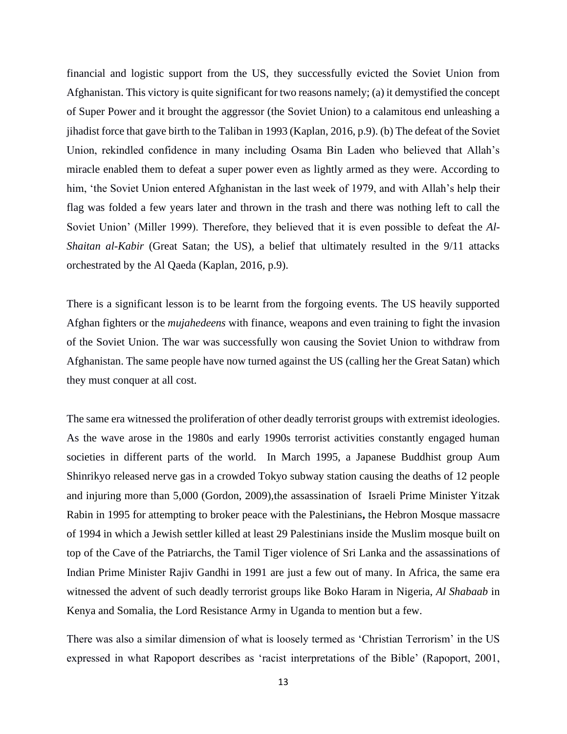financial and logistic support from the US, they successfully evicted the Soviet Union from Afghanistan. This victory is quite significant for two reasons namely; (a) it demystified the concept of Super Power and it brought the aggressor (the Soviet Union) to a calamitous end unleashing a jihadist force that gave birth to the Taliban in 1993 (Kaplan, 2016, p.9). (b) The defeat of the Soviet Union, rekindled confidence in many including Osama Bin Laden who believed that Allah's miracle enabled them to defeat a super power even as lightly armed as they were. According to him, 'the Soviet Union entered Afghanistan in the last week of 1979, and with Allah's help their flag was folded a few years later and thrown in the trash and there was nothing left to call the Soviet Union' (Miller 1999). Therefore, they believed that it is even possible to defeat the *Al-Shaitan al-Kabir* (Great Satan; the US), a belief that ultimately resulted in the 9/11 attacks orchestrated by the Al Qaeda (Kaplan, 2016, p.9).

There is a significant lesson is to be learnt from the forgoing events. The US heavily supported Afghan fighters or the *mujahedeens* with finance, weapons and even training to fight the invasion of the Soviet Union. The war was successfully won causing the Soviet Union to withdraw from Afghanistan. The same people have now turned against the US (calling her the Great Satan) which they must conquer at all cost.

The same era witnessed the proliferation of other deadly terrorist groups with extremist ideologies. As the wave arose in the 1980s and early 1990s terrorist activities constantly engaged human societies in different parts of the world. In March 1995, a Japanese Buddhist group Aum Shinrikyo released nerve gas in a crowded Tokyo subway station causing the deaths of 12 people and injuring more than 5,000 (Gordon, 2009),the assassination of Israeli Prime Minister Yitzak Rabin in 1995 for attempting to broker peace with the Palestinians**,** the Hebron Mosque massacre of 1994 in which a Jewish settler killed at least 29 Palestinians inside the Muslim mosque built on top of the Cave of the Patriarchs, the Tamil Tiger violence of Sri Lanka and the assassinations of Indian Prime Minister Rajiv Gandhi in 1991 are just a few out of many. In Africa, the same era witnessed the advent of such deadly terrorist groups like Boko Haram in Nigeria, *Al Shabaab* in Kenya and Somalia, the Lord Resistance Army in Uganda to mention but a few.

There was also a similar dimension of what is loosely termed as 'Christian Terrorism' in the US expressed in what Rapoport describes as 'racist interpretations of the Bible' (Rapoport, 2001,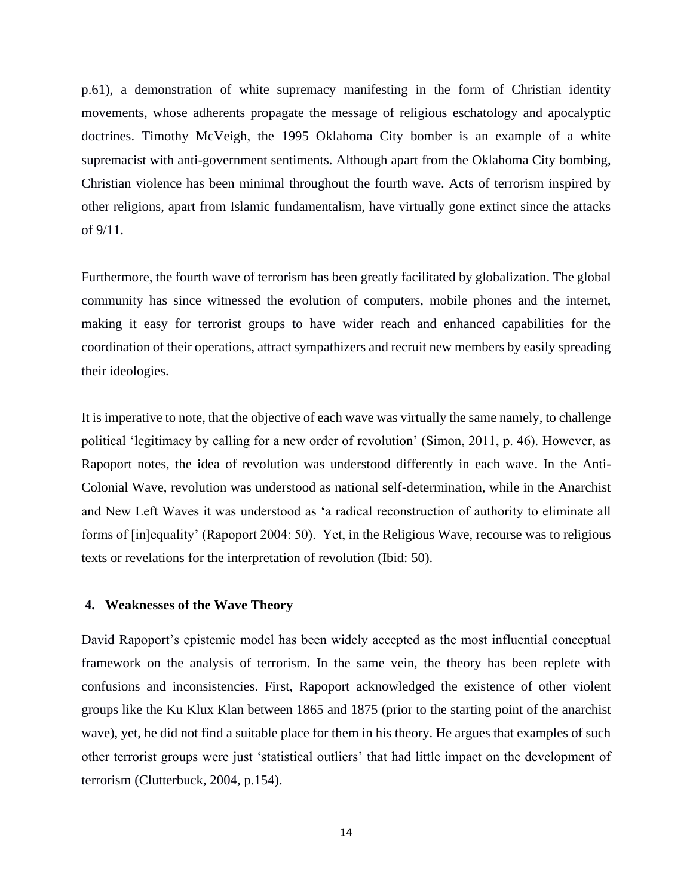p.61), a demonstration of white supremacy manifesting in the form of Christian identity movements, whose adherents propagate the message of religious eschatology and apocalyptic doctrines. Timothy McVeigh, the 1995 Oklahoma City bomber is an example of a white supremacist with anti-government sentiments. Although apart from the Oklahoma City bombing, Christian violence has been minimal throughout the fourth wave. Acts of terrorism inspired by other religions, apart from Islamic fundamentalism, have virtually gone extinct since the attacks of 9/11.

Furthermore, the fourth wave of terrorism has been greatly facilitated by globalization. The global community has since witnessed the evolution of computers, mobile phones and the internet, making it easy for terrorist groups to have wider reach and enhanced capabilities for the coordination of their operations, attract sympathizers and recruit new members by easily spreading their ideologies.

It is imperative to note, that the objective of each wave was virtually the same namely, to challenge political 'legitimacy by calling for a new order of revolution' (Simon, 2011, p. 46). However, as Rapoport notes, the idea of revolution was understood differently in each wave. In the Anti-Colonial Wave, revolution was understood as national self-determination, while in the Anarchist and New Left Waves it was understood as 'a radical reconstruction of authority to eliminate all forms of [in]equality' (Rapoport 2004: 50). Yet, in the Religious Wave, recourse was to religious texts or revelations for the interpretation of revolution (Ibid: 50).

## 4. Weaknesses of the Wave Theory

David Rapoport's epistemic model has been widely accepted as the most influential conceptual framework on the analysis of terrorism. In the same vein, the theory has been replete with confusions and inconsistencies. First, Rapoport acknowledged the existence of other violent groups like the Ku Klux Klan between 1865 and 1875 (prior to the starting point of the anarchist wave), yet, he did not find a suitable place for them in his theory. He argues that examples of such other terrorist groups were just 'statistical outliers' that had little impact on the development of terrorism (Clutterbuck, 2004, p.154).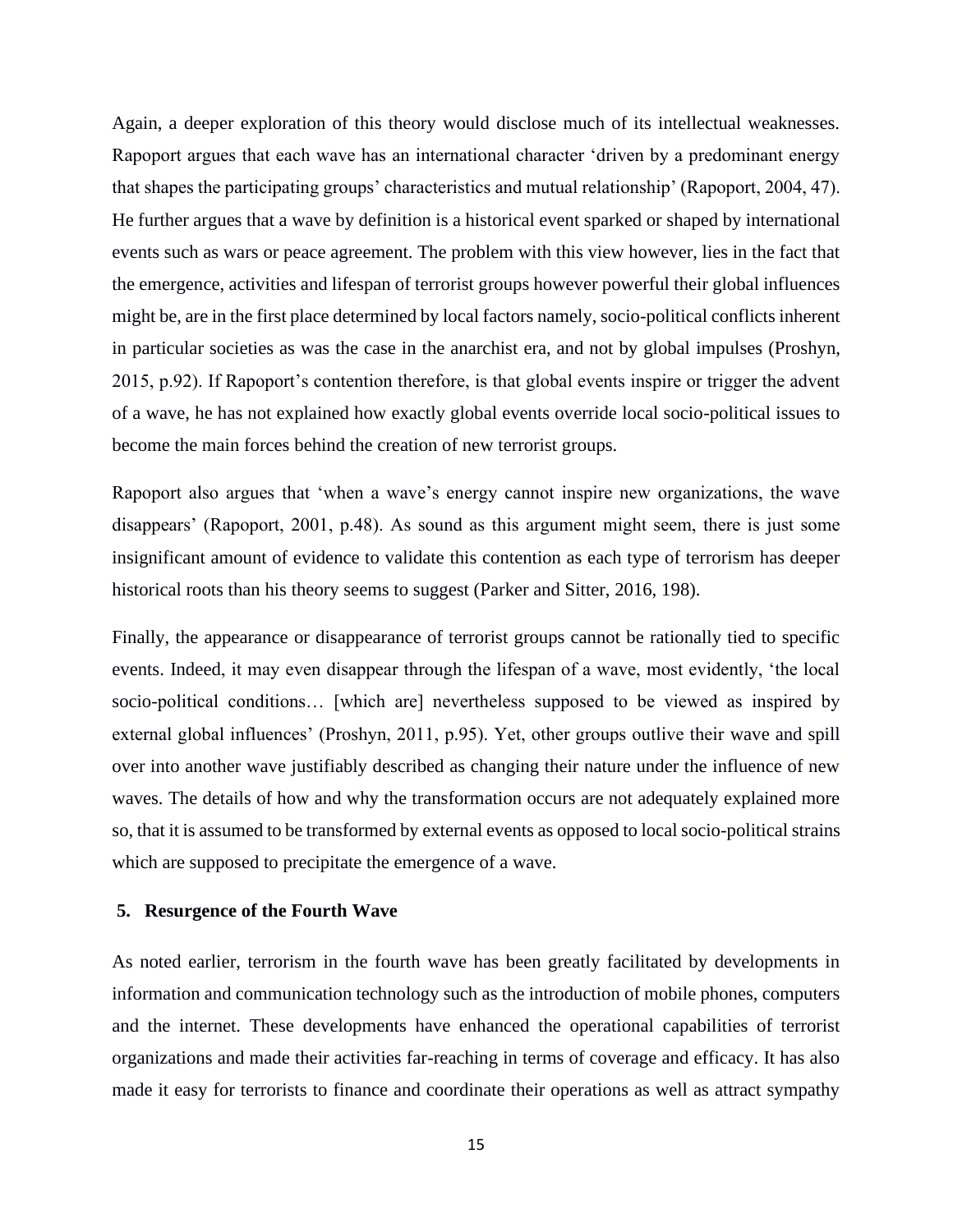Again, a deeper exploration of this theory would disclose much of its intellectual weaknesses. Rapoport argues that each wave has an international character 'driven by a predominant energy that shapes the participating groups' characteristics and mutual relationship' (Rapoport, 2004, 47). He further argues that a wave by definition is a historical event sparked or shaped by international events such as wars or peace agreement. The problem with this view however, lies in the fact that the emergence, activities and lifespan of terrorist groups however powerful their global influences might be, are in the first place determined by local factors namely, socio-political conflicts inherent in particular societies as was the case in the anarchist era, and not by global impulses (Proshyn, 2015, p.92). If Rapoport's contention therefore, is that global events inspire or trigger the advent of a wave, he has not explained how exactly global events override local socio-political issues to become the main forces behind the creation of new terrorist groups.

Rapoport also argues that 'when a wave's energy cannot inspire new organizations, the wave disappears' (Rapoport, 2001, p.48). As sound as this argument might seem, there is just some insignificant amount of evidence to validate this contention as each type of terrorism has deeper historical roots than his theory seems to suggest (Parker and Sitter, 2016, 198).

Finally, the appearance or disappearance of terrorist groups cannot be rationally tied to specific events. Indeed, it may even disappear through the lifespan of a wave, most evidently, 'the local socio-political conditions… [which are] nevertheless supposed to be viewed as inspired by external global influences' (Proshyn, 2011, p.95). Yet, other groups outlive their wave and spill over into another wave justifiably described as changing their nature under the influence of new waves. The details of how and why the transformation occurs are not adequately explained more so, that it is assumed to be transformed by external events as opposed to local socio-political strains which are supposed to precipitate the emergence of a wave.

## 5. Resurgence of the Fourth Wave

As noted earlier, terrorism in the fourth wave has been greatly facilitated by developments in information and communication technology such as the introduction of mobile phones, computers and the internet. These developments have enhanced the operational capabilities of terrorist organizations and made their activities far-reaching in terms of coverage and efficacy. It has also made it easy for terrorists to finance and coordinate their operations as well as attract sympathy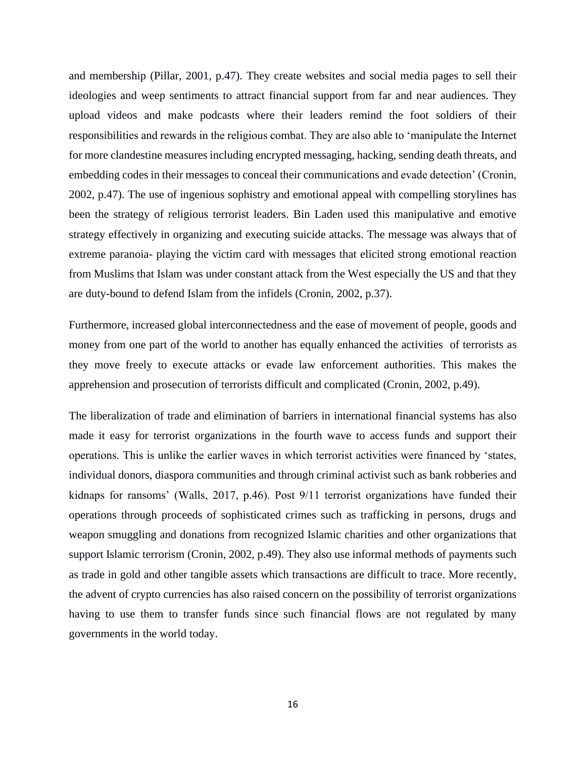and membership (Pillar, 2001, p.47). They create websites and social media pages to sell their ideologies and weep sentiments to attract financial support from far and near audiences. They upload videos and make podcasts where their leaders remind the foot soldiers of their responsibilities and rewards in the religious combat. They are also able to 'manipulate the Internet for more clandestine measures including encrypted messaging, hacking, sending death threats, and embedding codes in their messages to conceal their communications and evade detection' (Cronin, 2002, p.47). The use of ingenious sophistry and emotional appeal with compelling storylines has been the strategy of religious terrorist leaders. Bin Laden used this manipulative and emotive strategy effectively in organizing and executing suicide attacks. The message was always that of extreme paranoia- playing the victim card with messages that elicited strong emotional reaction from Muslims that Islam was under constant attack from the West especially the US and that they are duty-bound to defend Islam from the infidels (Cronin, 2002, p.37).

Furthermore, increased global interconnectedness and the ease of movement of people, goods and money from one part of the world to another has equally enhanced the activities of terrorists as they move freely to execute attacks or evade law enforcement authorities. This makes the apprehension and prosecution of terrorists difficult and complicated (Cronin, 2002, p.49).

The liberalization of trade and elimination of barriers in international financial systems has also made it easy for terrorist organizations in the fourth wave to access funds and support their operations. This is unlike the earlier waves in which terrorist activities were financed by 'states, individual donors, diaspora communities and through criminal activist such as bank robberies and kidnaps for ransoms' (Walls, 2017, p.46). Post 9/11 terrorist organizations have funded their operations through proceeds of sophisticated crimes such as trafficking in persons, drugs and weapon smuggling and donations from recognized Islamic charities and other organizations that support Islamic terrorism (Cronin, 2002, p.49). They also use informal methods of payments such as trade in gold and other tangible assets which transactions are difficult to trace. More recently, the advent of crypto currencies has also raised concern on the possibility of terrorist organizations having to use them to transfer funds since such financial flows are not regulated by many governments in the world today.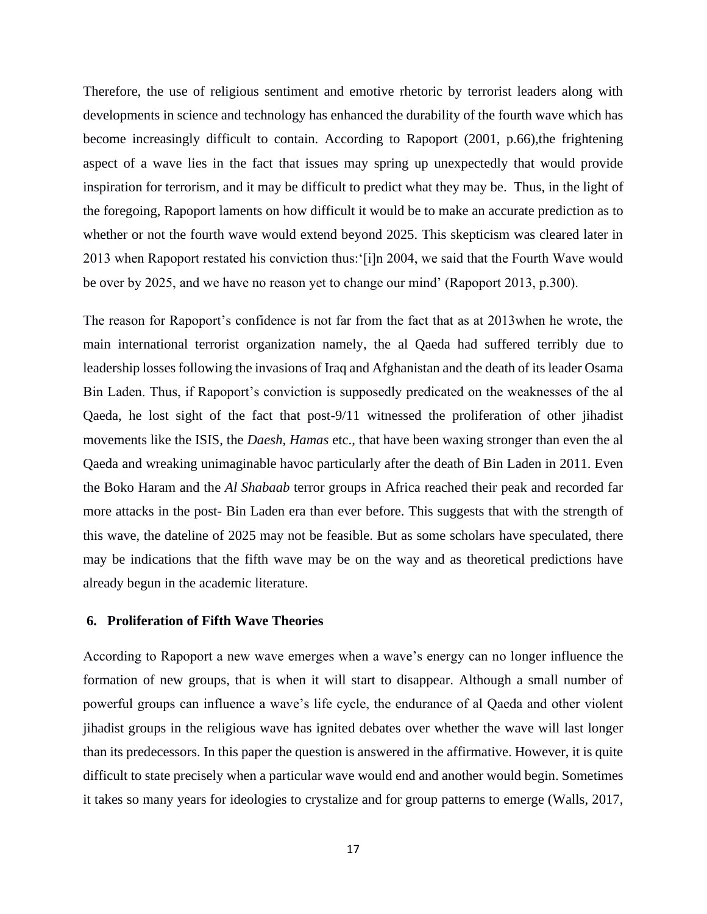Therefore, the use of religious sentiment and emotive rhetoric by terrorist leaders along with developments in science and technology has enhanced the durability of the fourth wave which has become increasingly difficult to contain. According to Rapoport (2001, p.66),the frightening aspect of a wave lies in the fact that issues may spring up unexpectedly that would provide inspiration for terrorism, and it may be difficult to predict what they may be. Thus, in the light of the foregoing, Rapoport laments on how difficult it would be to make an accurate prediction as to whether or not the fourth wave would extend beyond 2025. This skepticism was cleared later in 2013 when Rapoport restated his conviction thus:'[i]n 2004, we said that the Fourth Wave would be over by 2025, and we have no reason yet to change our mind' (Rapoport 2013, p.300).

The reason for Rapoport's confidence is not far from the fact that as at 2013when he wrote, the main international terrorist organization namely, the al Qaeda had suffered terribly due to leadership losses following the invasions of Iraq and Afghanistan and the death of its leader Osama Bin Laden. Thus, if Rapoport's conviction is supposedly predicated on the weaknesses of the al Qaeda, he lost sight of the fact that post-9/11 witnessed the proliferation of other jihadist movements like the ISIS, the *Daesh, Hamas* etc., that have been waxing stronger than even the al Qaeda and wreaking unimaginable havoc particularly after the death of Bin Laden in 2011. Even the Boko Haram and the *Al Shabaab* terror groups in Africa reached their peak and recorded far more attacks in the post- Bin Laden era than ever before. This suggests that with the strength of this wave, the dateline of 2025 may not be feasible. But as some scholars have speculated, there may be indications that the fifth wave may be on the way and as theoretical predictions have already begun in the academic literature.

## 6. Proliferation of Fifth Wave Theories

According to Rapoport a new wave emerges when a wave's energy can no longer influence the formation of new groups, that is when it will start to disappear. Although a small number of powerful groups can influence a wave's life cycle, the endurance of al Qaeda and other violent jihadist groups in the religious wave has ignited debates over whether the wave will last longer than its predecessors. In this paper the question is answered in the affirmative. However, it is quite difficult to state precisely when a particular wave would end and another would begin. Sometimes it takes so many years for ideologies to crystalize and for group patterns to emerge (Walls, 2017,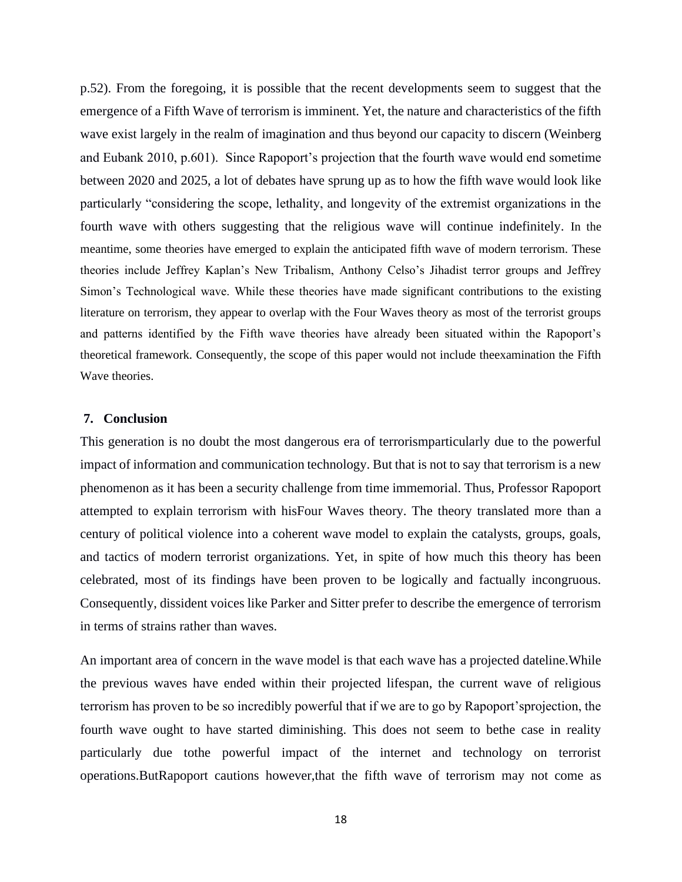p.52). From the foregoing, it is possible that the recent developments seem to suggest that the emergence of a Fifth Wave of terrorism is imminent. Yet, the nature and characteristics of the fifth wave exist largely in the realm of imagination and thus beyond our capacity to discern (Weinberg and Eubank 2010, p.601). Since Rapoport's projection that the fourth wave would end sometime between 2020 and 2025, a lot of debates have sprung up as to how the fifth wave would look like particularly "considering the scope, lethality, and longevity of the extremist organizations in the fourth wave with others suggesting that the religious wave will continue indefinitely. In the meantime, some theories have emerged to explain the anticipated fifth wave of modern terrorism. These theories include Jeffrey Kaplan's New Tribalism, Anthony Celso's Jihadist terror groups and Jeffrey Simon's Technological wave. While these theories have made significant contributions to the existing literature on terrorism, they appear to overlap with the Four Waves theory as most of the terrorist groups and patterns identified by the Fifth wave theories have already been situated within the Rapoport's theoretical framework. Consequently, the scope of this paper would not include theexamination the Fifth Wave theories.

## 7. Conclusion

This generation is no doubt the most dangerous era of terrorismparticularly due to the powerful impact of information and communication technology. But that is not to say that terrorism is a new phenomenon as it has been a security challenge from time immemorial. Thus, Professor Rapoport attempted to explain terrorism with hisFour Waves theory. The theory translated more than a century of political violence into a coherent wave model to explain the catalysts, groups, goals, and tactics of modern terrorist organizations. Yet, in spite of how much this theory has been celebrated, most of its findings have been proven to be logically and factually incongruous. Consequently, dissident voices like Parker and Sitter prefer to describe the emergence of terrorism in terms of strains rather than waves.

An important area of concern in the wave model is that each wave has a projected dateline.While the previous waves have ended within their projected lifespan, the current wave of religious terrorism has proven to be so incredibly powerful that if we are to go by Rapoport'sprojection, the fourth wave ought to have started diminishing. This does not seem to bethe case in reality particularly due tothe powerful impact of the internet and technology on terrorist operations.ButRapoport cautions however,that the fifth wave of terrorism may not come as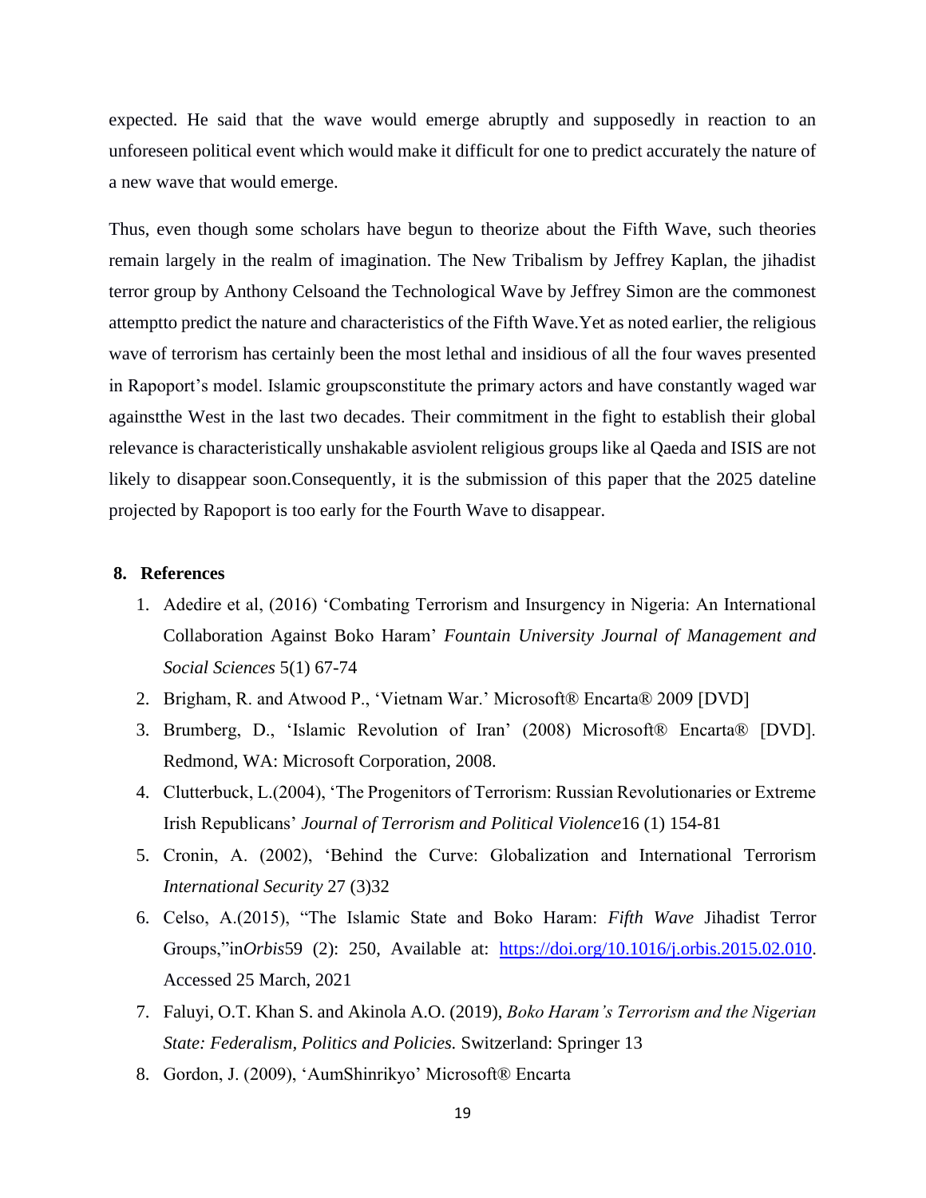expected. He said that the wave would emerge abruptly and supposedly in reaction to an unforeseen political event which would make it difficult for one to predict accurately the nature of a new wave that would emerge.

Thus, even though some scholars have begun to theorize about the Fifth Wave, such theories remain largely in the realm of imagination. The New Tribalism by Jeffrey Kaplan, the jihadist terror group by Anthony Celsoand the Technological Wave by Jeffrey Simon are the commonest attemptto predict the nature and characteristics of the Fifth Wave.Yet as noted earlier, the religious wave of terrorism has certainly been the most lethal and insidious of all the four waves presented in Rapoport's model. Islamic groupsconstitute the primary actors and have constantly waged war againstthe West in the last two decades. Their commitment in the fight to establish their global relevance is characteristically unshakable asviolent religious groups like al Qaeda and ISIS are not likely to disappear soon.Consequently, it is the submission of this paper that the 2025 dateline projected by Rapoport is too early for the Fourth Wave to disappear.

## 8. References

1. Adedire et al, (2016) 'Combating Terrorism and Insurgency in Nigeria: An International Collaboration Against Boko Haram' *Fountain University Journal of Management and Social Sciences* 5(1) 67-74
2. Brigham, R. and Atwood P., 'Vietnam War.' Microsoft® Encarta® 2009 [DVD]
3. Brumberg, D., 'Islamic Revolution of Iran' (2008) Microsoft® Encarta® [DVD]. Redmond, WA: Microsoft Corporation, 2008.
4. Clutterbuck, L.(2004), 'The Progenitors of Terrorism: Russian Revolutionaries or Extreme Irish Republicans' *Journal of Terrorism and Political Violence*16 (1) 154-81
5. Cronin, A. (2002), 'Behind the Curve: Globalization and International Terrorism *International Security* 27 (3)32
6. Celso, A.(2015), "The Islamic State and Boko Haram: *Fifth Wave* Jihadist Terror Groups,"in*Orbis*59 (2): 250, Available at: https://doi.org/10.1016/j.orbis.2015.02.010. Accessed 25 March, 2021
7. Faluyi, O.T. Khan S. and Akinola A.O. (2019), *Boko Haram's Terrorism and the Nigerian State: Federalism, Politics and Policies.* Switzerland: Springer 13
8. Gordon, J. (2009), 'AumShinrikyo' Microsoft® Encarta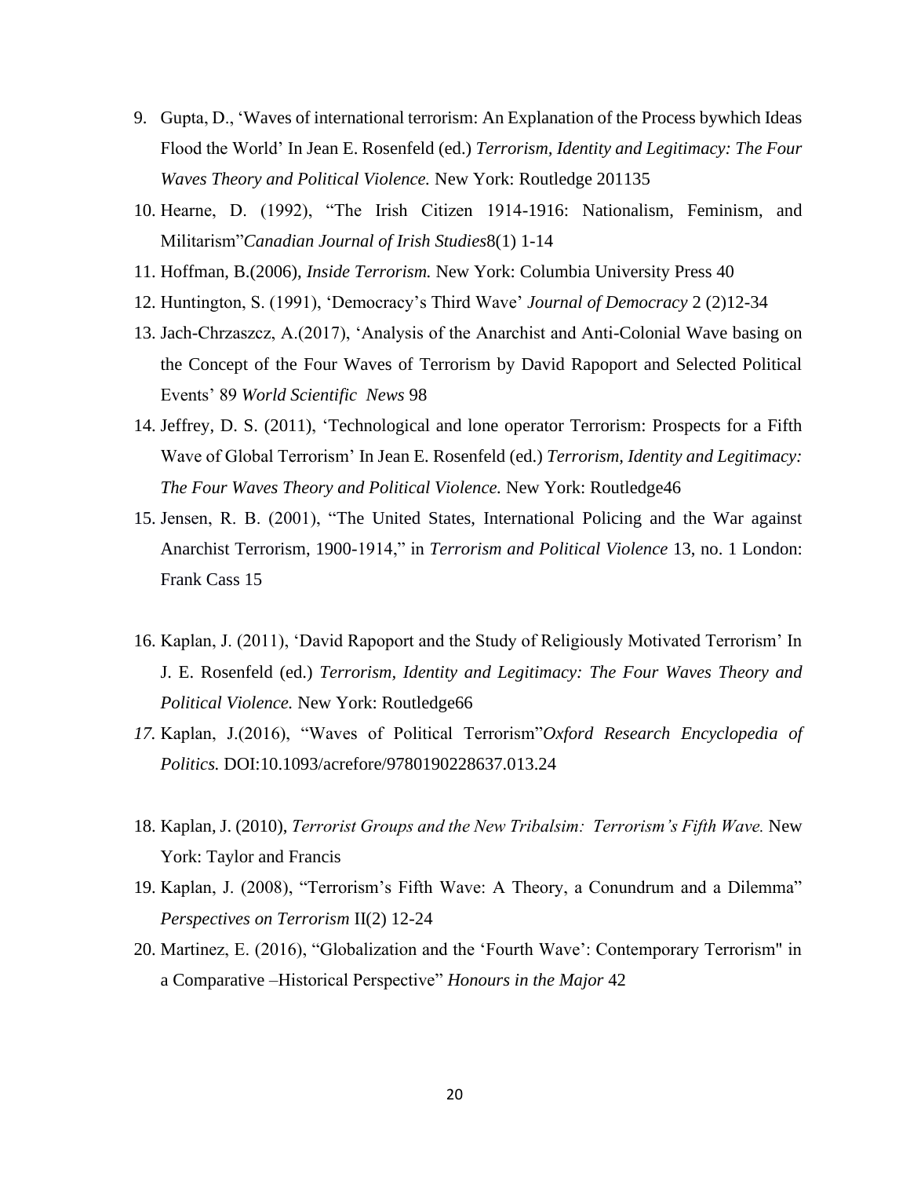9. Gupta, D., 'Waves of international terrorism: An Explanation of the Process bywhich Ideas Flood the World' In Jean E. Rosenfeld (ed.) *Terrorism, Identity and Legitimacy: The Four Waves Theory and Political Violence.* New York: Routledge 201135
10. Hearne, D. (1992), "The Irish Citizen 1914-1916: Nationalism, Feminism, and Militarism"*Canadian Journal of Irish Studies*8(1) 1-14
11. Hoffman, B.(2006), *Inside Terrorism.* New York: Columbia University Press 40
12. Huntington, S. (1991), 'Democracy's Third Wave' *Journal of Democracy* 2 (2)12-34
13. Jach-Chrzaszcz, A.(2017), 'Analysis of the Anarchist and Anti-Colonial Wave basing on the Concept of the Four Waves of Terrorism by David Rapoport and Selected Political Events' 89 *World Scientific News* 98
14. Jeffrey, D. S. (2011), 'Technological and lone operator Terrorism: Prospects for a Fifth Wave of Global Terrorism' In Jean E. Rosenfeld (ed.) *Terrorism, Identity and Legitimacy: The Four Waves Theory and Political Violence.* New York: Routledge46
15. Jensen, R. B. (2001), "The United States, International Policing and the War against Anarchist Terrorism, 1900-1914," in *Terrorism and Political Violence* 13, no. 1 London: Frank Cass 15
16. Kaplan, J. (2011), 'David Rapoport and the Study of Religiously Motivated Terrorism' In J. E. Rosenfeld (ed.) *Terrorism, Identity and Legitimacy: The Four Waves Theory and Political Violence.* New York: Routledge66
17. Kaplan, J.(2016), "Waves of Political Terrorism"*Oxford Research Encyclopedia of Politics.* DOI:10.1093/acrefore/9780190228637.013.24
18. Kaplan, J. (2010), *Terrorist Groups and the New Tribalsim: Terrorism's Fifth Wave.* New York: Taylor and Francis
19. Kaplan, J. (2008), "Terrorism's Fifth Wave: A Theory, a Conundrum and a Dilemma" *Perspectives on Terrorism* II(2) 12-24
20. Martinez, E. (2016), "Globalization and the 'Fourth Wave': Contemporary Terrorism" in a Comparative –Historical Perspective" *Honours in the Major* 42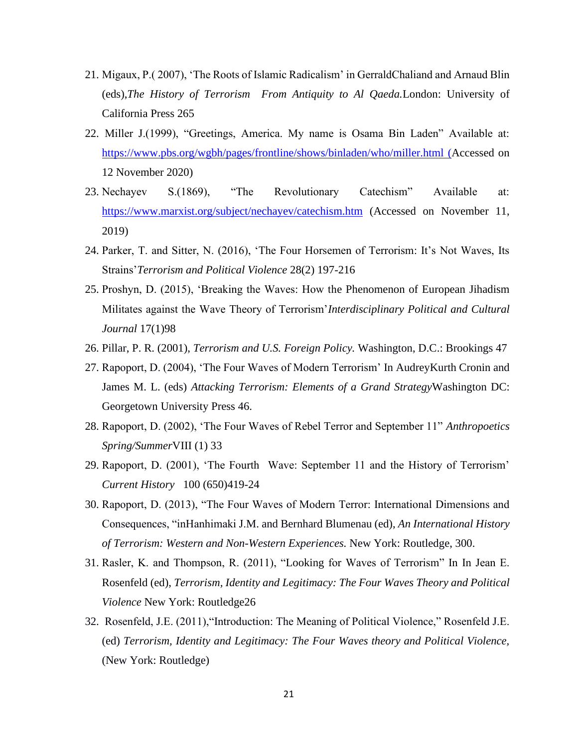21. Migaux, P.( 2007), 'The Roots of Islamic Radicalism' in GerraldChaliand and Arnaud Blin (eds),*The History of Terrorism From Antiquity to Al Qaeda.*London: University of California Press 265
22. Miller J.(1999), "Greetings, America. My name is Osama Bin Laden" Available at: https://www.pbs.org/wgbh/pages/frontline/shows/binladen/who/miller.html (Accessed on 12 November 2020)
23. Nechayev S.(1869), "The Revolutionary Catechism" Available at: https://www.marxist.org/subject/nechayev/catechism.htm (Accessed on November 11, 2019)
24. Parker, T. and Sitter, N. (2016), 'The Four Horsemen of Terrorism: It's Not Waves, Its Strains'*Terrorism and Political Violence* 28(2) 197-216
25. Proshyn, D. (2015), 'Breaking the Waves: How the Phenomenon of European Jihadism Militates against the Wave Theory of Terrorism'*Interdisciplinary Political and Cultural Journal* 17(1)98
26. Pillar, P. R. (2001), *Terrorism and U.S. Foreign Policy.* Washington, D.C.: Brookings 47
27. Rapoport, D. (2004), 'The Four Waves of Modern Terrorism' In AudreyKurth Cronin and James M. L. (eds) *Attacking Terrorism: Elements of a Grand Strategy*Washington DC: Georgetown University Press 46.
28. Rapoport, D. (2002), 'The Four Waves of Rebel Terror and September 11" *Anthropoetics Spring/Summer*VIII (1) 33
29. Rapoport, D. (2001), 'The Fourth Wave: September 11 and the History of Terrorism' *Current History* 100 (650)419-24
30. Rapoport, D. (2013), "The Four Waves of Modern Terror: International Dimensions and Consequences, "inHanhimaki J.M. and Bernhard Blumenau (ed), *An International History of Terrorism: Western and Non-Western Experiences.* New York: Routledge, 300.
31. Rasler, K. and Thompson, R. (2011), "Looking for Waves of Terrorism" In In Jean E. Rosenfeld (ed), *Terrorism, Identity and Legitimacy: The Four Waves Theory and Political Violence* New York: Routledge26
32. Rosenfeld, J.E. (2011),"Introduction: The Meaning of Political Violence," Rosenfeld J.E. (ed) *Terrorism, Identity and Legitimacy: The Four Waves theory and Political Violence,* (New York: Routledge)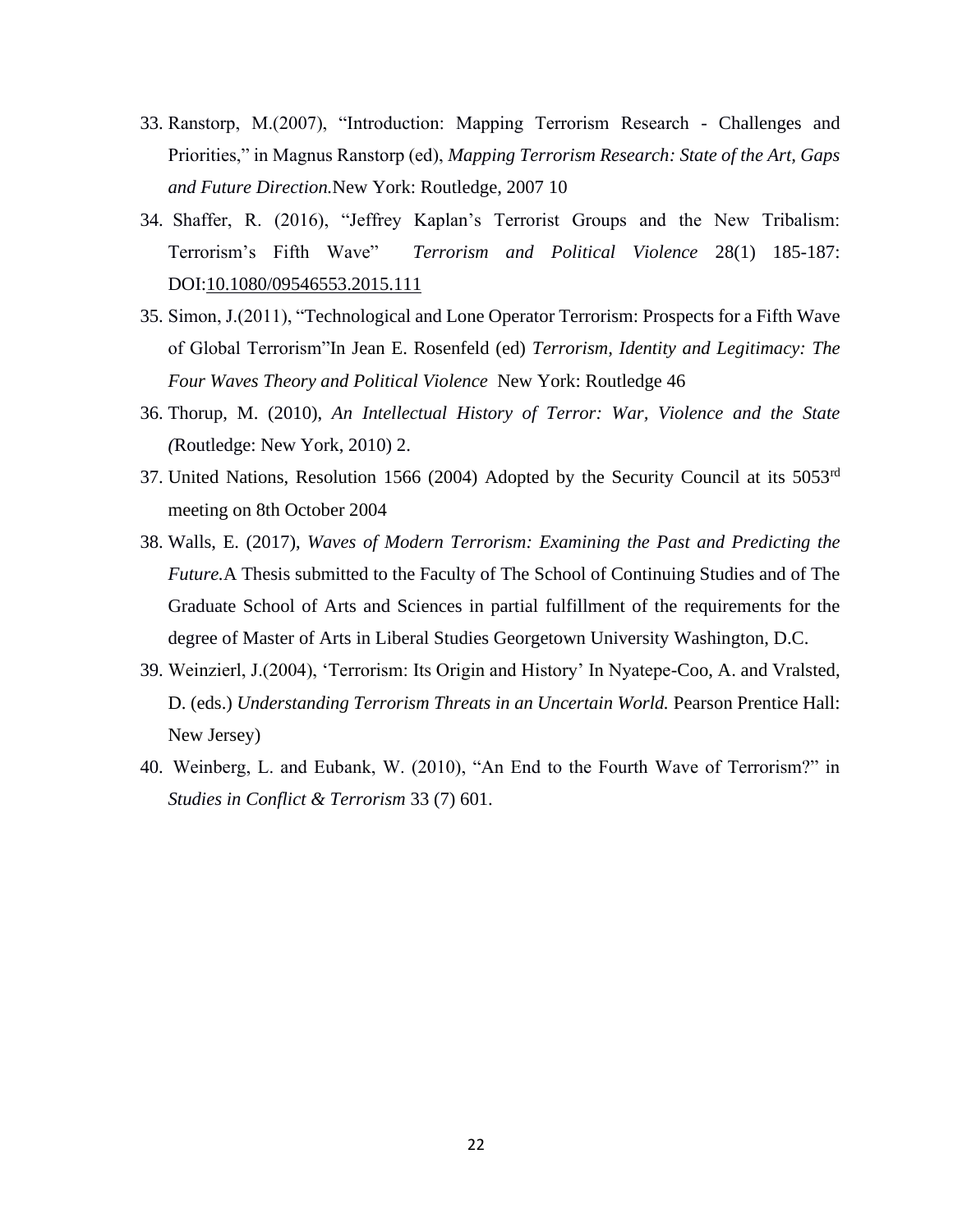33. Ranstorp, M.(2007), “Introduction: Mapping Terrorism Research - Challenges and Priorities,” in Magnus Ranstorp (ed), *Mapping Terrorism Research: State of the Art, Gaps and Future Direction.*New York: Routledge, 2007 10
34. Shaffer, R. (2016), “Jeffrey Kaplan’s Terrorist Groups and the New Tribalism: Terrorism’s Fifth Wave” *Terrorism and Political Violence* 28(1) 185-187: DOI:10.1080/09546553.2015.111
35. Simon, J.(2011), “Technological and Lone Operator Terrorism: Prospects for a Fifth Wave of Global Terrorism”In Jean E. Rosenfeld (ed) *Terrorism, Identity and Legitimacy: The Four Waves Theory and Political Violence* New York: Routledge 46
36. Thorup, M. (2010), *An Intellectual History of Terror: War, Violence and the State (*Routledge: New York, 2010) 2.
37. United Nations, Resolution 1566 (2004) Adopted by the Security Council at its 5053rd meeting on 8th October 2004
38. Walls, E. (2017), *Waves of Modern Terrorism: Examining the Past and Predicting the Future.*A Thesis submitted to the Faculty of The School of Continuing Studies and of The Graduate School of Arts and Sciences in partial fulfillment of the requirements for the degree of Master of Arts in Liberal Studies Georgetown University Washington, D.C.
39. Weinzierl, J.(2004), ‘Terrorism: Its Origin and History’ In Nyatepe-Coo, A. and Vralsted, D. (eds.) *Understanding Terrorism Threats in an Uncertain World.* Pearson Prentice Hall: New Jersey)
40. Weinberg, L. and Eubank, W. (2010), “An End to the Fourth Wave of Terrorism?” in *Studies in Conflict & Terrorism* 33 (7) 601.